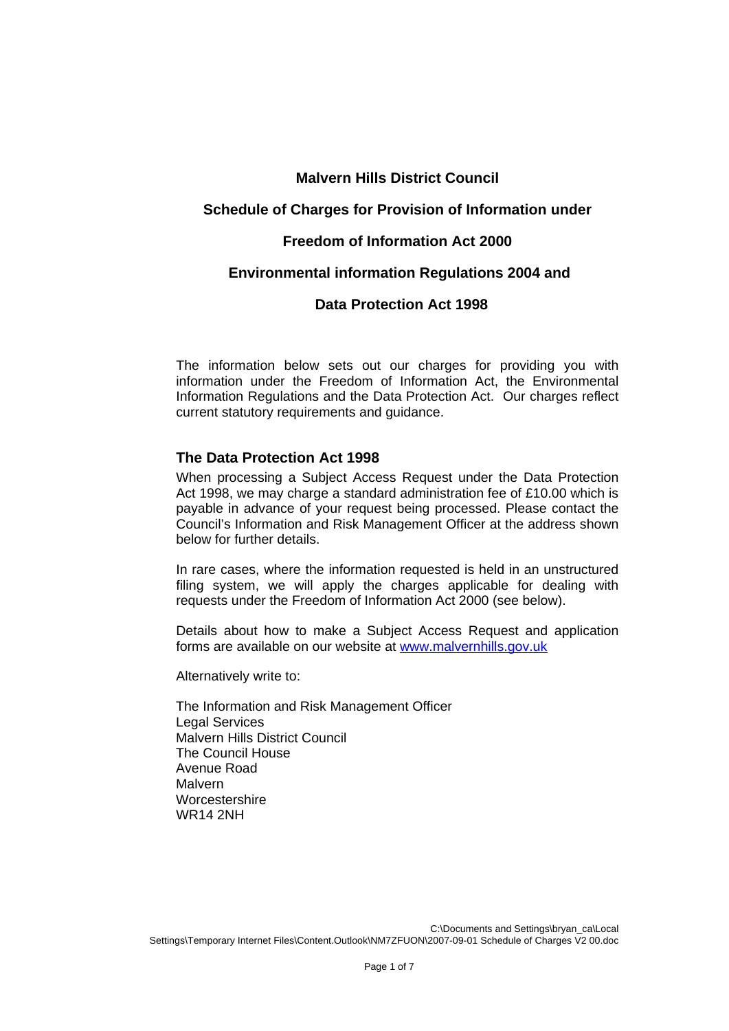# Malvern Hills District Council

## Schedule of Charges for Provision of Information under

## Freedom of Information Act 2000

## Environmental information Regulations 2004 and

## Data Protection Act 1998

The information below sets out our charges for providing you with information under the Freedom of Information Act, the Environmental Information Regulations and the Data Protection Act. Our charges reflect current statutory requirements and guidance.

### The Data Protection Act 1998

When processing a Subject Access Request under the Data Protection Act 1998, we may charge a standard administration fee of £10.00 which is payable in advance of your request being processed. Please contact the Council's Information and Risk Management Officer at the address shown below for further details.

In rare cases, where the information requested is held in an unstructured filing system, we will apply the charges applicable for dealing with requests under the Freedom of Information Act 2000 (see below).

Details about how to make a Subject Access Request and application forms are available on our website at [www.malvernhills.gov.uk](http://www.malvernhills.gov.uk)

Alternatively write to:

The Information and Risk Management Officer
Legal Services
Malvern Hills District Council
The Council House
Avenue Road
Malvern
Worcestershire
WR14 2NH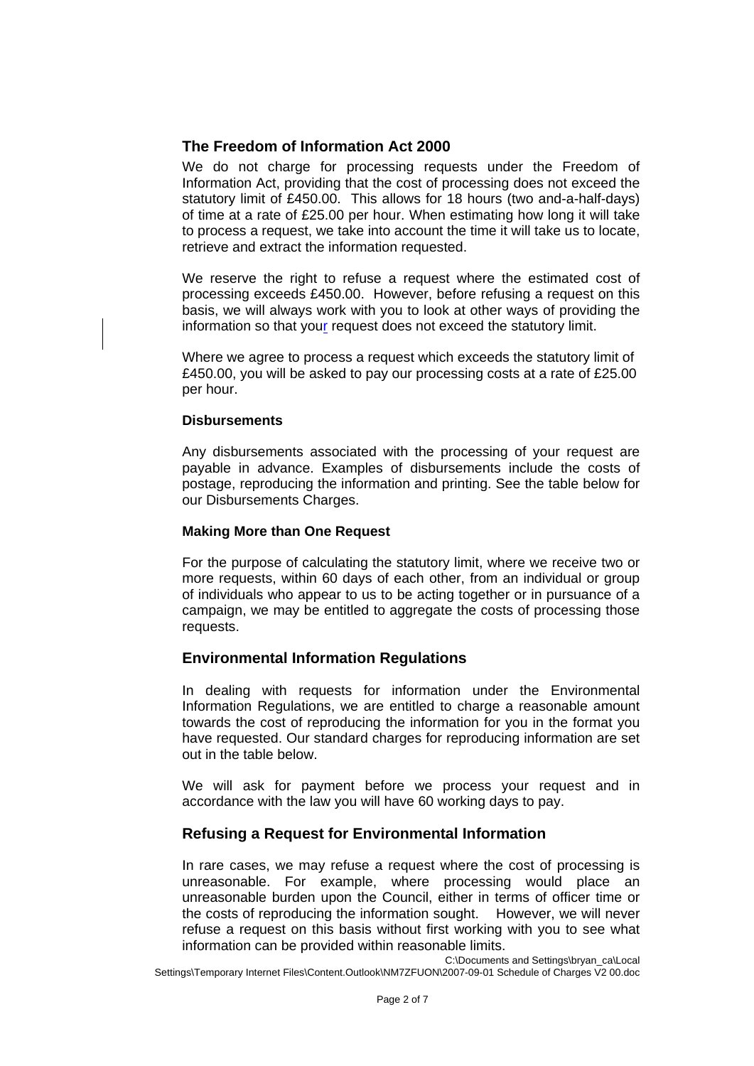## The Freedom of Information Act 2000

We do not charge for processing requests under the Freedom of Information Act, providing that the cost of processing does not exceed the statutory limit of £450.00. This allows for 18 hours (two and-a-half-days) of time at a rate of £25.00 per hour. When estimating how long it will take to process a request, we take into account the time it will take us to locate, retrieve and extract the information requested.

We reserve the right to refuse a request where the estimated cost of processing exceeds £450.00. However, before refusing a request on this basis, we will always work with you to look at other ways of providing the information so that your request does not exceed the statutory limit.

Where we agree to process a request which exceeds the statutory limit of £450.00, you will be asked to pay our processing costs at a rate of £25.00 per hour.

### Disbursements

Any disbursements associated with the processing of your request are payable in advance. Examples of disbursements include the costs of postage, reproducing the information and printing. See the table below for our Disbursements Charges.

### Making More than One Request

For the purpose of calculating the statutory limit, where we receive two or more requests, within 60 days of each other, from an individual or group of individuals who appear to us to be acting together or in pursuance of a campaign, we may be entitled to aggregate the costs of processing those requests.

## Environmental Information Regulations

In dealing with requests for information under the Environmental Information Regulations, we are entitled to charge a reasonable amount towards the cost of reproducing the information for you in the format you have requested. Our standard charges for reproducing information are set out in the table below.

We will ask for payment before we process your request and in accordance with the law you will have 60 working days to pay.

## Refusing a Request for Environmental Information

In rare cases, we may refuse a request where the cost of processing is unreasonable. For example, where processing would place an unreasonable burden upon the Council, either in terms of officer time or the costs of reproducing the information sought. However, we will never refuse a request on this basis without first working with you to see what information can be provided within reasonable limits.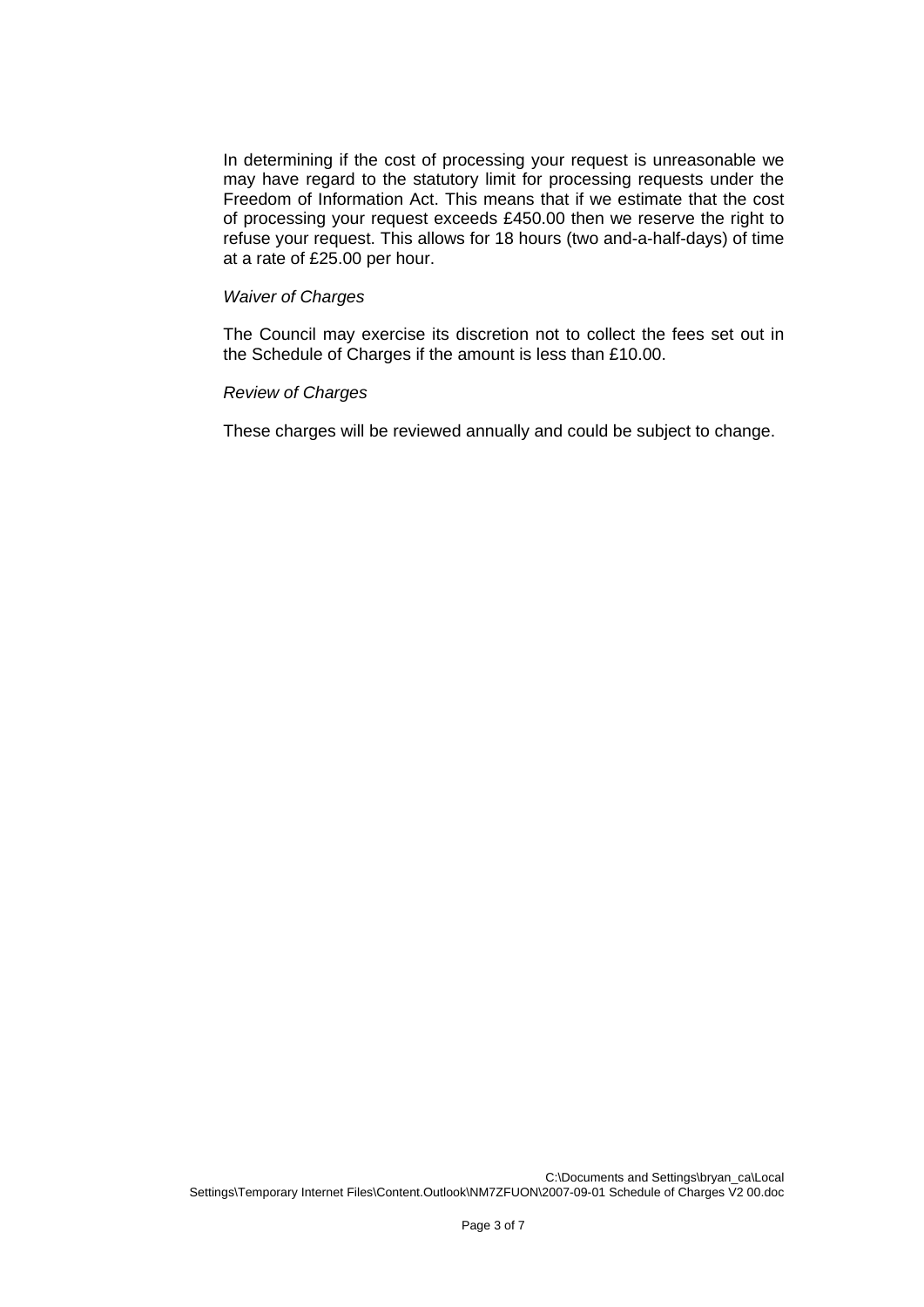In determining if the cost of processing your request is unreasonable we may have regard to the statutory limit for processing requests under the Freedom of Information Act. This means that if we estimate that the cost of processing your request exceeds £450.00 then we reserve the right to refuse your request. This allows for 18 hours (two and-a-half-days) of time at a rate of £25.00 per hour.

*Waiver of Charges*

The Council may exercise its discretion not to collect the fees set out in the Schedule of Charges if the amount is less than £10.00.

*Review of Charges*

These charges will be reviewed annually and could be subject to change.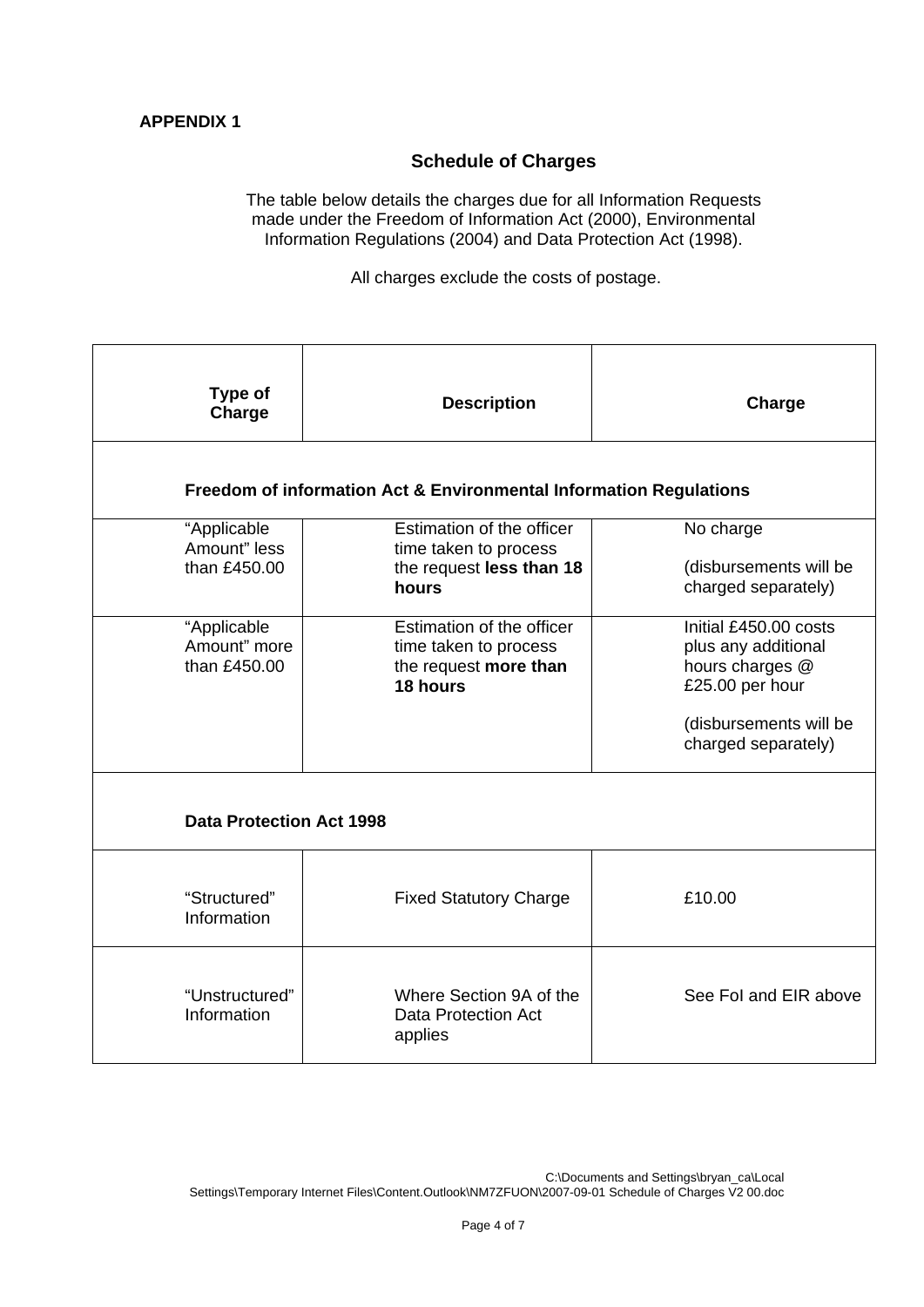**APPENDIX 1**

## Schedule of Charges

The table below details the charges due for all Information Requests made under the Freedom of Information Act (2000), Environmental Information Regulations (2004) and Data Protection Act (1998).

All charges exclude the costs of postage.

| Type of Charge | Description | Charge |
|---|---|---|
| **Freedom of information Act & Environmental Information Regulations** | | |
| "Applicable Amount" less than £450.00 | Estimation of the officer time taken to process the request **less than 18 hours** | No charge<br><br>(disbursements will be charged separately) |
| "Applicable Amount" more than £450.00 | Estimation of the officer time taken to process the request **more than 18 hours** | Initial £450.00 costs plus any additional hours charges @ £25.00 per hour<br><br>(disbursements will be charged separately) |
| **Data Protection Act 1998** | | |
| "Structured" Information | Fixed Statutory Charge | £10.00 |
| "Unstructured" Information | Where Section 9A of the Data Protection Act applies | See FoI and EIR above |

C:\Documents and Settings\bryan_ca\Local Settings\Temporary Internet Files\Content.Outlook\NM7ZFUON\2007-09-01 Schedule of Charges V2 00.doc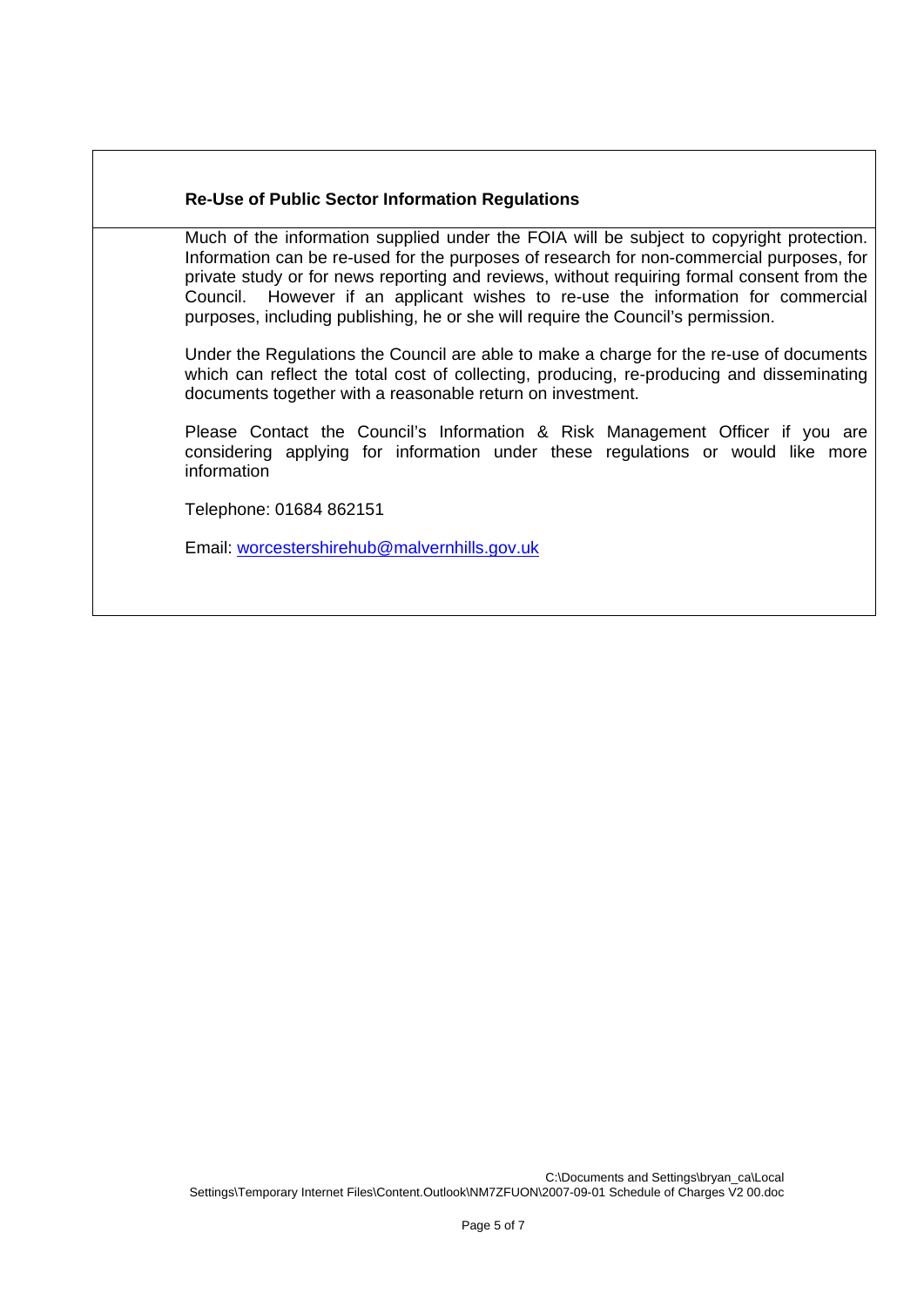**Re-Use of Public Sector Information Regulations**

Much of the information supplied under the FOIA will be subject to copyright protection. Information can be re-used for the purposes of research for non-commercial purposes, for private study or for news reporting and reviews, without requiring formal consent from the Council. However if an applicant wishes to re-use the information for commercial purposes, including publishing, he or she will require the Council's permission.

Under the Regulations the Council are able to make a charge for the re-use of documents which can reflect the total cost of collecting, producing, re-producing and disseminating documents together with a reasonable return on investment.

Please Contact the Council's Information & Risk Management Officer if you are considering applying for information under these regulations or would like more information

Telephone: 01684 862151

Email: worcestershirehub@malvernhills.gov.uk

C:\Documents and Settings\bryan_ca\Local Settings\Temporary Internet Files\Content.Outlook\NM7ZFUON\2007-09-01 Schedule of Charges V2 00.doc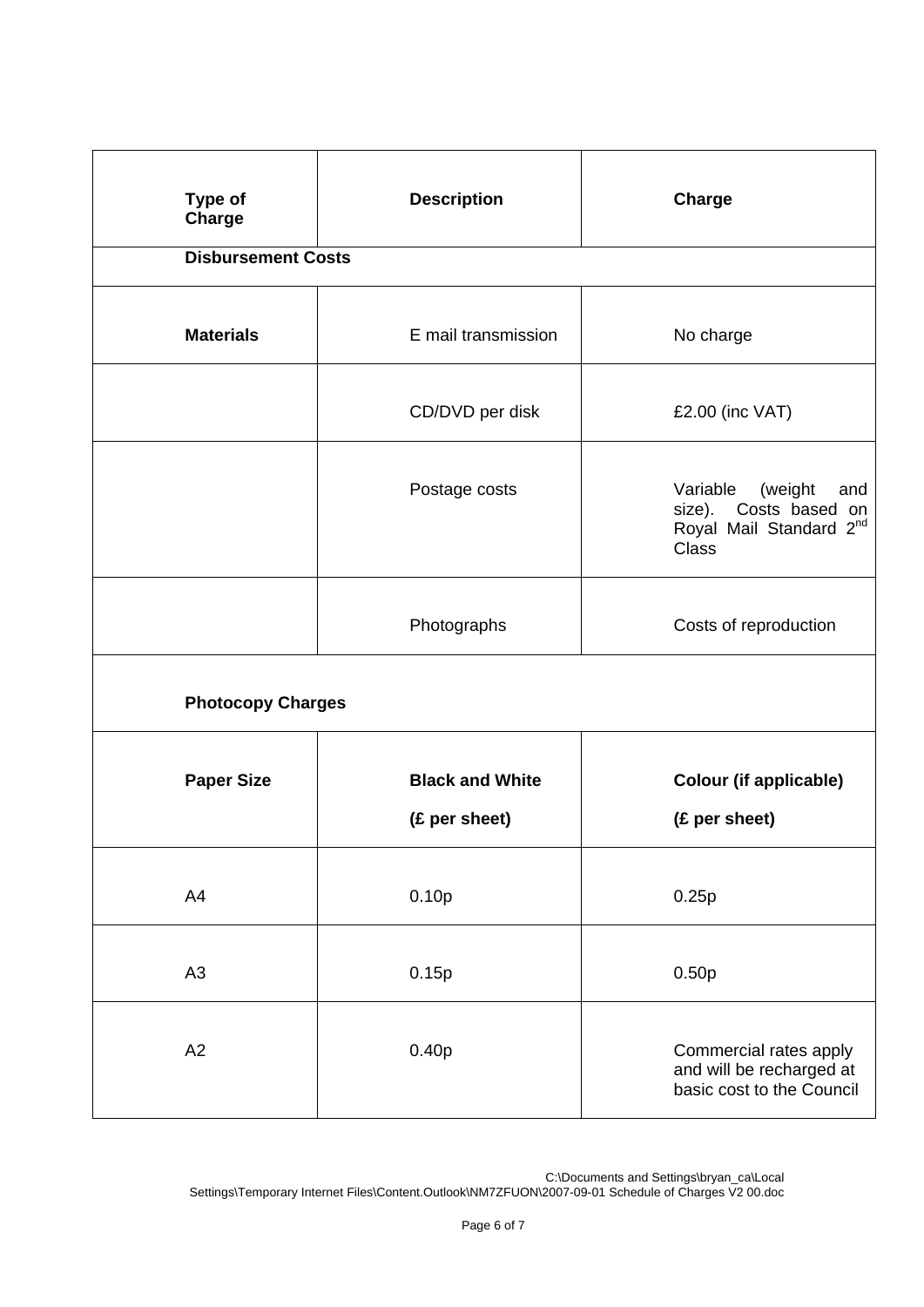| Type of Charge | Description | Charge |
|---|---|---|
| **Disbursement Costs** | | |
| **Materials** | E mail transmission | No charge |
| | CD/DVD per disk | £2.00 (inc VAT) |
| | Postage costs | Variable (weight and size). Costs based on Royal Mail Standard 2nd Class |
| | Photographs | Costs of reproduction |
| **Photocopy Charges** | | |
| **Paper Size** | **Black and White (£ per sheet)** | **Colour (if applicable) (£ per sheet)** |
| A4 | 0.10p | 0.25p |
| A3 | 0.15p | 0.50p |
| A2 | 0.40p | Commercial rates apply and will be recharged at basic cost to the Council |

C:\Documents and Settings\bryan_ca\Local Settings\Temporary Internet Files\Content.Outlook\NM7ZFUON\2007-09-01 Schedule of Charges V2 00.doc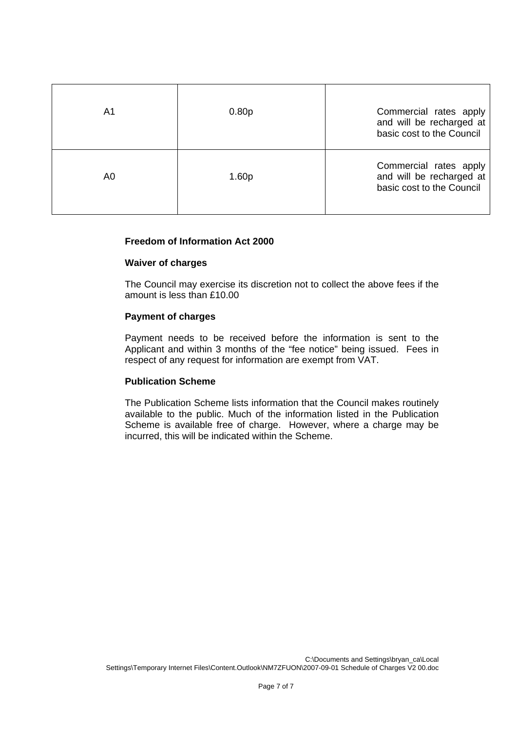| | | |
|---|---|---|
| A1 | 0.80p | Commercial rates apply and will be recharged at basic cost to the Council |
| A0 | 1.60p | Commercial rates apply and will be recharged at basic cost to the Council |

**Freedom of Information Act 2000**

**Waiver of charges**

The Council may exercise its discretion not to collect the above fees if the amount is less than £10.00

**Payment of charges**

Payment needs to be received before the information is sent to the Applicant and within 3 months of the "fee notice" being issued. Fees in respect of any request for information are exempt from VAT.

**Publication Scheme**

The Publication Scheme lists information that the Council makes routinely available to the public. Much of the information listed in the Publication Scheme is available free of charge. However, where a charge may be incurred, this will be indicated within the Scheme.